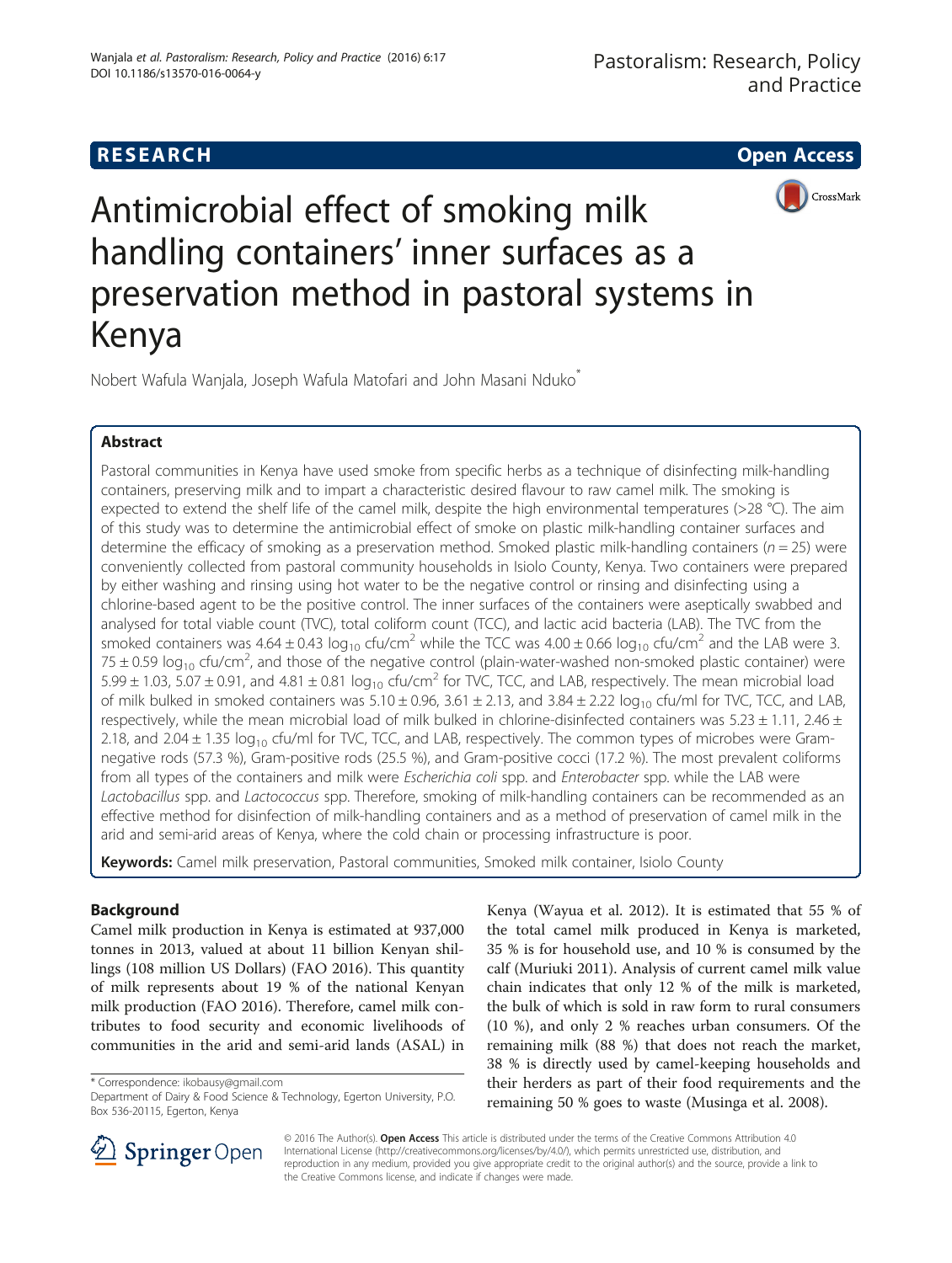**RESEARCH** **Open Access**

# Antimicrobial effect of smoking milk handling containers' inner surfaces as a preservation method in pastoral systems in Kenya

Nobert Wafula Wanjala, Joseph Wafula Matofari and John Masani Nduko*

## Abstract

Pastoral communities in Kenya have used smoke from specific herbs as a technique of disinfecting milk-handling containers, preserving milk and to impart a characteristic desired flavour to raw camel milk. The smoking is expected to extend the shelf life of the camel milk, despite the high environmental temperatures (>28 °C). The aim of this study was to determine the antimicrobial effect of smoke on plastic milk-handling container surfaces and determine the efficacy of smoking as a preservation method. Smoked plastic milk-handling containers ($n = 25$) were conveniently collected from pastoral community households in Isiolo County, Kenya. Two containers were prepared by either washing and rinsing using hot water to be the negative control or rinsing and disinfecting using a chlorine-based agent to be the positive control. The inner surfaces of the containers were aseptically swabbed and analysed for total viable count (TVC), total coliform count (TCC), and lactic acid bacteria (LAB). The TVC from the smoked containers was $4.64 \pm 0.43$ $\log_{10}$ cfu/cm$^2$ while the TCC was $4.00 \pm 0.66$ $\log_{10}$ cfu/cm$^2$ and the LAB were $3.75 \pm 0.59$ $\log_{10}$ cfu/cm$^2$, and those of the negative control (plain-water-washed non-smoked plastic container) were $5.99 \pm 1.03$, $5.07 \pm 0.91$, and $4.81 \pm 0.81$ $\log_{10}$ cfu/cm$^2$ for TVC, TCC, and LAB, respectively. The mean microbial load of milk bulked in smoked containers was $5.10 \pm 0.96$, $3.61 \pm 2.13$, and $3.84 \pm 2.22$ $\log_{10}$ cfu/ml for TVC, TCC, and LAB, respectively, while the mean microbial load of milk bulked in chlorine-disinfected containers was $5.23 \pm 1.11$, $2.46 \pm 2.18$, and $2.04 \pm 1.35$ $\log_{10}$ cfu/ml for TVC, TCC, and LAB, respectively. The common types of microbes were Gram-negative rods (57.3 %), Gram-positive rods (25.5 %), and Gram-positive cocci (17.2 %). The most prevalent coliforms from all types of the containers and milk were *Escherichia coli* spp. and *Enterobacter* spp. while the LAB were *Lactobacillus* spp. and *Lactococcus* spp. Therefore, smoking of milk-handling containers can be recommended as an effective method for disinfection of milk-handling containers and as a method of preservation of camel milk in the arid and semi-arid areas of Kenya, where the cold chain or processing infrastructure is poor.

**Keywords:** Camel milk preservation, Pastoral communities, Smoked milk container, Isiolo County

## Background

Camel milk production in Kenya is estimated at 937,000 tonnes in 2013, valued at about 11 billion Kenyan shillings (108 million US Dollars) (FAO 2016). This quantity of milk represents about 19 % of the national Kenyan milk production (FAO 2016). Therefore, camel milk contributes to food security and economic livelihoods of communities in the arid and semi-arid lands (ASAL) in Kenya (Wayua et al. 2012). It is estimated that 55 % of the total camel milk produced in Kenya is marketed, 35 % is for household use, and 10 % is consumed by the calf (Muriuki 2011). Analysis of current camel milk value chain indicates that only 12 % of the milk is marketed, the bulk of which is sold in raw form to rural consumers (10 %), and only 2 % reaches urban consumers. Of the remaining milk (88 %) that does not reach the market, 38 % is directly used by camel-keeping households and their herders as part of their food requirements and the remaining 50 % goes to waste (Musinga et al. 2008).

* Correspondence: ikobausy@gmail.com
Department of Dairy & Food Science & Technology, Egerton University, P.O. Box 536-20115, Egerton, Kenya

© 2016 The Author(s). **Open Access** This article is distributed under the terms of the Creative Commons Attribution 4.0 International License (http://creativecommons.org/licenses/by/4.0/), which permits unrestricted use, distribution, and reproduction in any medium, provided you give appropriate credit to the original author(s) and the source, provide a link to the Creative Commons license, and indicate if changes were made.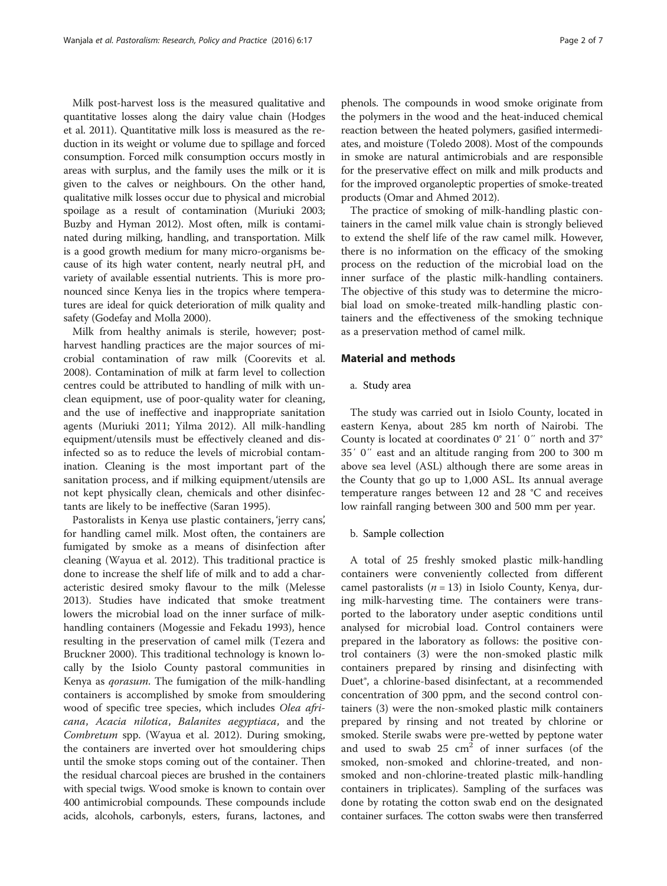Milk post-harvest loss is the measured qualitative and quantitative losses along the dairy value chain (Hodges et al. 2011). Quantitative milk loss is measured as the reduction in its weight or volume due to spillage and forced consumption. Forced milk consumption occurs mostly in areas with surplus, and the family uses the milk or it is given to the calves or neighbours. On the other hand, qualitative milk losses occur due to physical and microbial spoilage as a result of contamination (Muriuki 2003; Buzby and Hyman 2012). Most often, milk is contaminated during milking, handling, and transportation. Milk is a good growth medium for many micro-organisms because of its high water content, nearly neutral pH, and variety of available essential nutrients. This is more pronounced since Kenya lies in the tropics where temperatures are ideal for quick deterioration of milk quality and safety (Godefay and Molla 2000).

Milk from healthy animals is sterile, however; post-harvest handling practices are the major sources of microbial contamination of raw milk (Coorevits et al. 2008). Contamination of milk at farm level to collection centres could be attributed to handling of milk with unclean equipment, use of poor-quality water for cleaning, and the use of ineffective and inappropriate sanitation agents (Muriuki 2011; Yilma 2012). All milk-handling equipment/utensils must be effectively cleaned and disinfected so as to reduce the levels of microbial contamination. Cleaning is the most important part of the sanitation process, and if milking equipment/utensils are not kept physically clean, chemicals and other disinfectants are likely to be ineffective (Saran 1995).

Pastoralists in Kenya use plastic containers, 'jerry cans', for handling camel milk. Most often, the containers are fumigated by smoke as a means of disinfection after cleaning (Wayua et al. 2012). This traditional practice is done to increase the shelf life of milk and to add a characteristic desired smoky flavour to the milk (Melesse 2013). Studies have indicated that smoke treatment lowers the microbial load on the inner surface of milk-handling containers (Mogessie and Fekadu 1993), hence resulting in the preservation of camel milk (Tezera and Bruckner 2000). This traditional technology is known locally by the Isiolo County pastoral communities in Kenya as *qorasum*. The fumigation of the milk-handling containers is accomplished by smoke from smouldering wood of specific tree species, which includes *Olea africana*, *Acacia nilotica*, *Balanites aegyptiaca*, and the *Combretum* spp. (Wayua et al. 2012). During smoking, the containers are inverted over hot smouldering chips until the smoke stops coming out of the container. Then the residual charcoal pieces are brushed in the containers with special twigs. Wood smoke is known to contain over 400 antimicrobial compounds. These compounds include acids, alcohols, carbonyls, esters, furans, lactones, and phenols. The compounds in wood smoke originate from the polymers in the wood and the heat-induced chemical reaction between the heated polymers, gasified intermediates, and moisture (Toledo 2008). Most of the compounds in smoke are natural antimicrobials and are responsible for the preservative effect on milk and milk products and for the improved organoleptic properties of smoke-treated products (Omar and Ahmed 2012).

The practice of smoking of milk-handling plastic containers in the camel milk value chain is strongly believed to extend the shelf life of the raw camel milk. However, there is no information on the efficacy of the smoking process on the reduction of the microbial load on the inner surface of the plastic milk-handling containers. The objective of this study was to determine the microbial load on smoke-treated milk-handling plastic containers and the effectiveness of the smoking technique as a preservation method of camel milk.

## Material and methods

### a. Study area

The study was carried out in Isiolo County, located in eastern Kenya, about 285 km north of Nairobi. The County is located at coordinates 0° 21′ 0″ north and 37° 35′ 0″ east and an altitude ranging from 200 to 300 m above sea level (ASL) although there are some areas in the County that go up to 1,000 ASL. Its annual average temperature ranges between 12 and 28 °C and receives low rainfall ranging between 300 and 500 mm per year.

### b. Sample collection

A total of 25 freshly smoked plastic milk-handling containers were conveniently collected from different camel pastoralists ($n = 13$) in Isiolo County, Kenya, during milk-harvesting time. The containers were transported to the laboratory under aseptic conditions until analysed for microbial load. Control containers were prepared in the laboratory as follows: the positive control containers (3) were the non-smoked plastic milk containers prepared by rinsing and disinfecting with Duet®, a chlorine-based disinfectant, at a recommended concentration of 300 ppm, and the second control containers (3) were the non-smoked plastic milk containers prepared by rinsing and not treated by chlorine or smoked. Sterile swabs were pre-wetted by peptone water and used to swab 25 $cm^2$ of inner surfaces (of the smoked, non-smoked and chlorine-treated, and non-smoked and non-chlorine-treated plastic milk-handling containers in triplicates). Sampling of the surfaces was done by rotating the cotton swab end on the designated container surfaces. The cotton swabs were then transferred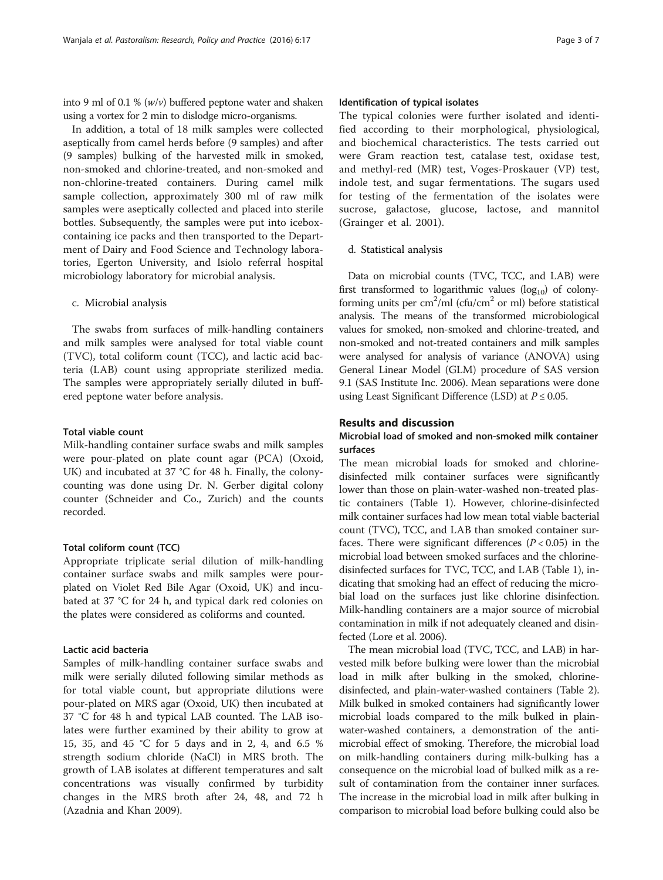into 9 ml of 0.1 % ($w/v$) buffered peptone water and shaken using a vortex for 2 min to dislodge micro-organisms.

In addition, a total of 18 milk samples were collected aseptically from camel herds before (9 samples) and after (9 samples) bulking of the harvested milk in smoked, non-smoked and chlorine-treated, and non-smoked and non-chlorine-treated containers. During camel milk sample collection, approximately 300 ml of raw milk samples were aseptically collected and placed into sterile bottles. Subsequently, the samples were put into icebox-containing ice packs and then transported to the Department of Dairy and Food Science and Technology laboratories, Egerton University, and Isiolo referral hospital microbiology laboratory for microbial analysis.

c. Microbial analysis

The swabs from surfaces of milk-handling containers and milk samples were analysed for total viable count (TVC), total coliform count (TCC), and lactic acid bacteria (LAB) count using appropriate sterilized media. The samples were appropriately serially diluted in buffered peptone water before analysis.

#### Total viable count

Milk-handling container surface swabs and milk samples were pour-plated on plate count agar (PCA) (Oxoid, UK) and incubated at 37 °C for 48 h. Finally, the colony-counting was done using Dr. N. Gerber digital colony counter (Schneider and Co., Zurich) and the counts recorded.

#### Total coliform count (TCC)

Appropriate triplicate serial dilution of milk-handling container surface swabs and milk samples were pour-plated on Violet Red Bile Agar (Oxoid, UK) and incubated at 37 °C for 24 h, and typical dark red colonies on the plates were considered as coliforms and counted.

#### Lactic acid bacteria

Samples of milk-handling container surface swabs and milk were serially diluted following similar methods as for total viable count, but appropriate dilutions were pour-plated on MRS agar (Oxoid, UK) then incubated at 37 °C for 48 h and typical LAB counted. The LAB isolates were further examined by their ability to grow at 15, 35, and 45 °C for 5 days and in 2, 4, and 6.5 % strength sodium chloride (NaCl) in MRS broth. The growth of LAB isolates at different temperatures and salt concentrations was visually confirmed by turbidity changes in the MRS broth after 24, 48, and 72 h (Azadnia and Khan 2009).

#### Identification of typical isolates

The typical colonies were further isolated and identified according to their morphological, physiological, and biochemical characteristics. The tests carried out were Gram reaction test, catalase test, oxidase test, and methyl-red (MR) test, Voges-Proskauer (VP) test, indole test, and sugar fermentations. The sugars used for testing of the fermentation of the isolates were sucrose, galactose, glucose, lactose, and mannitol (Grainger et al. 2001).

d. Statistical analysis

Data on microbial counts (TVC, TCC, and LAB) were first transformed to logarithmic values ($\log_{10}$) of colony-forming units per $cm^2$/ml (cfu/$cm^2$ or ml) before statistical analysis. The means of the transformed microbiological values for smoked, non-smoked and chlorine-treated, and non-smoked and not-treated containers and milk samples were analysed for analysis of variance (ANOVA) using General Linear Model (GLM) procedure of SAS version 9.1 (SAS Institute Inc. 2006). Mean separations were done using Least Significant Difference (LSD) at $P \leq 0.05$.

## Results and discussion

### Microbial load of smoked and non-smoked milk container surfaces

The mean microbial loads for smoked and chlorine-disinfected milk container surfaces were significantly lower than those on plain-water-washed non-treated plastic containers (Table 1). However, chlorine-disinfected milk container surfaces had low mean total viable bacterial count (TVC), TCC, and LAB than smoked container surfaces. There were significant differences ($P < 0.05$) in the microbial load between smoked surfaces and the chlorine-disinfected surfaces for TVC, TCC, and LAB (Table 1), indicating that smoking had an effect of reducing the microbial load on the surfaces just like chlorine disinfection. Milk-handling containers are a major source of microbial contamination in milk if not adequately cleaned and disinfected (Lore et al. 2006).

The mean microbial load (TVC, TCC, and LAB) in harvested milk before bulking were lower than the microbial load in milk after bulking in the smoked, chlorine-disinfected, and plain-water-washed containers (Table 2). Milk bulked in smoked containers had significantly lower microbial loads compared to the milk bulked in plain-water-washed containers, a demonstration of the antimicrobial effect of smoking. Therefore, the microbial load on milk-handling containers during milk-bulking has a consequence on the microbial load of bulked milk as a result of contamination from the container inner surfaces. The increase in the microbial load in milk after bulking in comparison to microbial load before bulking could also be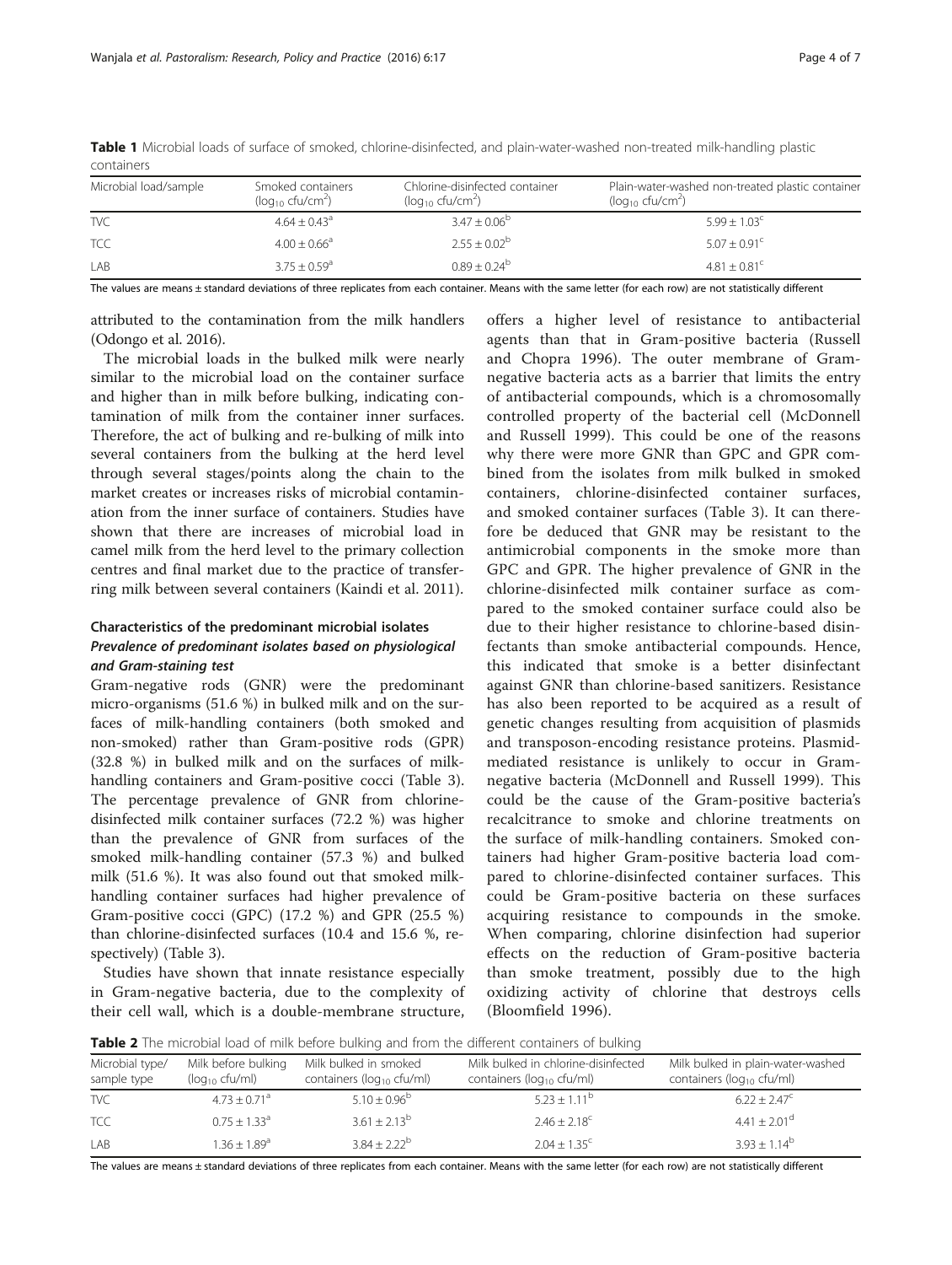**Table 1** Microbial loads of surface of smoked, chlorine-disinfected, and plain-water-washed non-treated milk-handling plastic containers

| Microbial load/sample | Smoked containers ($\log_{10}$ cfu/cm$^2$) | Chlorine-disinfected container ($\log_{10}$ cfu/cm$^2$) | Plain-water-washed non-treated plastic container ($\log_{10}$ cfu/cm$^2$) |
|---|---|---|---|
| TVC | $4.64 \pm 0.43^a$ | $3.47 \pm 0.06^b$ | $5.99 \pm 1.03^c$ |
| TCC | $4.00 \pm 0.66^a$ | $2.55 \pm 0.02^b$ | $5.07 \pm 0.91^c$ |
| LAB | $3.75 \pm 0.59^a$ | $0.89 \pm 0.24^b$ | $4.81 \pm 0.81^c$ |

The values are means ± standard deviations of three replicates from each container. Means with the same letter (for each row) are not statistically different

attributed to the contamination from the milk handlers (Odongo et al. 2016).

The microbial loads in the bulked milk were nearly similar to the microbial load on the container surface and higher than in milk before bulking, indicating contamination of milk from the container inner surfaces. Therefore, the act of bulking and re-bulking of milk into several containers from the bulking at the herd level through several stages/points along the chain to the market creates or increases risks of microbial contamination from the inner surface of containers. Studies have shown that there are increases of microbial load in camel milk from the herd level to the primary collection centres and final market due to the practice of transferring milk between several containers (Kaindi et al. 2011).

## Characteristics of the predominant microbial isolates

### *Prevalence of predominant isolates based on physiological and Gram-staining test*

Gram-negative rods (GNR) were the predominant micro-organisms (51.6 %) in bulked milk and on the surfaces of milk-handling containers (both smoked and non-smoked) rather than Gram-positive rods (GPR) (32.8 %) in bulked milk and on the surfaces of milk-handling containers and Gram-positive cocci (Table 3). The percentage prevalence of GNR from chlorine-disinfected milk container surfaces (72.2 %) was higher than the prevalence of GNR from surfaces of the smoked milk-handling container (57.3 %) and bulked milk (51.6 %). It was also found out that smoked milk-handling container surfaces had higher prevalence of Gram-positive cocci (GPC) (17.2 %) and GPR (25.5 %) than chlorine-disinfected surfaces (10.4 and 15.6 %, respectively) (Table 3).

Studies have shown that innate resistance especially in Gram-negative bacteria, due to the complexity of their cell wall, which is a double-membrane structure, offers a higher level of resistance to antibacterial agents than that in Gram-positive bacteria (Russell and Chopra 1996). The outer membrane of Gram-negative bacteria acts as a barrier that limits the entry of antibacterial compounds, which is a chromosomally controlled property of the bacterial cell (McDonnell and Russell 1999). This could be one of the reasons why there were more GNR than GPC and GPR combined from the isolates from milk bulked in smoked containers, chlorine-disinfected container surfaces, and smoked container surfaces (Table 3). It can therefore be deduced that GNR may be resistant to the antimicrobial components in the smoke more than GPC and GPR. The higher prevalence of GNR in the chlorine-disinfected milk container surface as compared to the smoked container surface could also be due to their higher resistance to chlorine-based disinfectants than smoke antibacterial compounds. Hence, this indicated that smoke is a better disinfectant against GNR than chlorine-based sanitizers. Resistance has also been reported to be acquired as a result of genetic changes resulting from acquisition of plasmids and transposon-encoding resistance proteins. Plasmid-mediated resistance is unlikely to occur in Gram-negative bacteria (McDonnell and Russell 1999). This could be the cause of the Gram-positive bacteria's recalcitrance to smoke and chlorine treatments on the surface of milk-handling containers. Smoked containers had higher Gram-positive bacteria load compared to chlorine-disinfected container surfaces. This could be Gram-positive bacteria on these surfaces acquiring resistance to compounds in the smoke. When comparing, chlorine disinfection had superior effects on the reduction of Gram-positive bacteria than smoke treatment, possibly due to the high oxidizing activity of chlorine that destroys cells (Bloomfield 1996).

**Table 2** The microbial load of milk before bulking and from the different containers of bulking

| Microbial type/ sample type | Milk before bulking ($\log_{10}$ cfu/ml) | Milk bulked in smoked containers ($\log_{10}$ cfu/ml) | Milk bulked in chlorine-disinfected containers ($\log_{10}$ cfu/ml) | Milk bulked in plain-water-washed containers ($\log_{10}$ cfu/ml) |
|---|---|---|---|---|
| TVC | $4.73 \pm 0.71^a$ | $5.10 \pm 0.96^b$ | $5.23 \pm 1.11^b$ | $6.22 \pm 2.47^c$ |
| TCC | $0.75 \pm 1.33^a$ | $3.61 \pm 2.13^b$ | $2.46 \pm 2.18^c$ | $4.41 \pm 2.01^d$ |
| LAB | $1.36 \pm 1.89^a$ | $3.84 \pm 2.22^b$ | $2.04 \pm 1.35^c$ | $3.93 \pm 1.14^b$ |

The values are means ± standard deviations of three replicates from each container. Means with the same letter (for each row) are not statistically different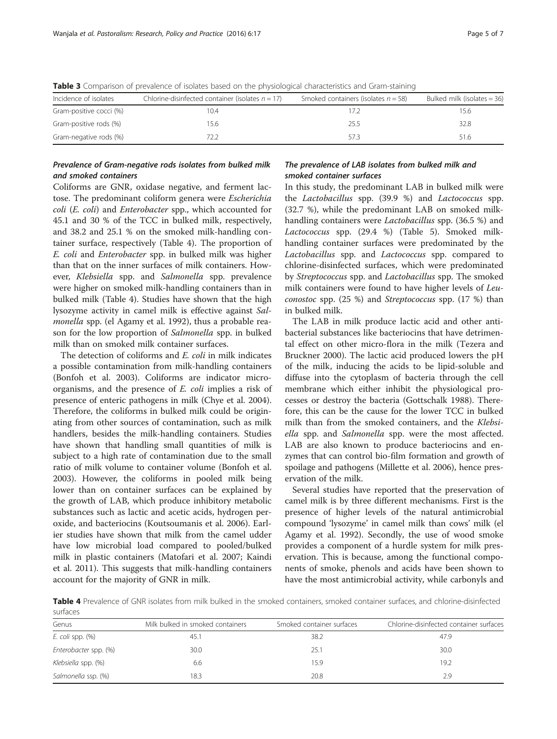**Table 3** Comparison of prevalence of isolates based on the physiological characteristics and Gram-staining

| Incidence of isolates | Chlorine-disinfected container (isolates $n = 17$) | Smoked containers (isolates $n = 58$) | Bulked milk (isolates = 36) |
|---|---|---|---|
| Gram-positive cocci (%) | 10.4 | 17.2 | 15.6 |
| Gram-positive rods (%) | 15.6 | 25.5 | 32.8 |
| Gram-negative rods (%) | 72.2 | 57.3 | 51.6 |

### Prevalence of Gram-negative rods isolates from bulked milk and smoked containers

Coliforms are GNR, oxidase negative, and ferment lactose. The predominant coliform genera were *Escherichia coli* (*E. coli*) and *Enterobacter* spp., which accounted for 45.1 and 30 % of the TCC in bulked milk, respectively, and 38.2 and 25.1 % on the smoked milk-handling container surface, respectively (Table 4). The proportion of *E. coli* and *Enterobacter* spp. in bulked milk was higher than that on the inner surfaces of milk containers. However, *Klebsiella* spp. and *Salmonella* spp. prevalence were higher on smoked milk-handling containers than in bulked milk (Table 4). Studies have shown that the high lysozyme activity in camel milk is effective against *Salmonella* spp. (el Agamy et al. 1992), thus a probable reason for the low proportion of *Salmonella* spp. in bulked milk than on smoked milk container surfaces.

The detection of coliforms and *E. coli* in milk indicates a possible contamination from milk-handling containers (Bonfoh et al. 2003). Coliforms are indicator microorganisms, and the presence of *E. coli* implies a risk of presence of enteric pathogens in milk (Chye et al. 2004). Therefore, the coliforms in bulked milk could be originating from other sources of contamination, such as milk handlers, besides the milk-handling containers. Studies have shown that handling small quantities of milk is subject to a high rate of contamination due to the small ratio of milk volume to container volume (Bonfoh et al. 2003). However, the coliforms in pooled milk being lower than on container surfaces can be explained by the growth of LAB, which produce inhibitory metabolic substances such as lactic and acetic acids, hydrogen peroxide, and bacteriocins (Koutsoumanis et al. 2006). Earlier studies have shown that milk from the camel udder have low microbial load compared to pooled/bulked milk in plastic containers (Matofari et al. 2007; Kaindi et al. 2011). This suggests that milk-handling containers account for the majority of GNR in milk.

### The prevalence of LAB isolates from bulked milk and smoked container surfaces

In this study, the predominant LAB in bulked milk were the *Lactobacillus* spp. (39.9 %) and *Lactococcus* spp. (32.7 %), while the predominant LAB on smoked milk-handling containers were *Lactobacillus* spp. (36.5 %) and *Lactococcus* spp. (29.4 %) (Table 5). Smoked milk-handling container surfaces were predominated by the *Lactobacillus* spp. and *Lactococcus* spp. compared to chlorine-disinfected surfaces, which were predominated by *Streptococcus* spp. and *Lactobacillus* spp. The smoked milk containers were found to have higher levels of *Leuconostoc* spp. (25 %) and *Streptococcus* spp. (17 %) than in bulked milk.

The LAB in milk produce lactic acid and other antibacterial substances like bacteriocins that have detrimental effect on other micro-flora in the milk (Tezera and Bruckner 2000). The lactic acid produced lowers the pH of the milk, inducing the acids to be lipid-soluble and diffuse into the cytoplasm of bacteria through the cell membrane which either inhibit the physiological processes or destroy the bacteria (Gottschalk 1988). Therefore, this can be the cause for the lower TCC in bulked milk than from the smoked containers, and the *Klebsiella* spp. and *Salmonella* spp. were the most affected. LAB are also known to produce bacteriocins and enzymes that can control bio-film formation and growth of spoilage and pathogens (Millette et al. 2006), hence preservation of the milk.

Several studies have reported that the preservation of camel milk is by three different mechanisms. First is the presence of higher levels of the natural antimicrobial compound 'lysozyme' in camel milk than cows' milk (el Agamy et al. 1992). Secondly, the use of wood smoke provides a component of a hurdle system for milk preservation. This is because, among the functional components of smoke, phenols and acids have been shown to have the most antimicrobial activity, while carbonyls and

**Table 4** Prevalence of GNR isolates from milk bulked in the smoked containers, smoked container surfaces, and chlorine-disinfected surfaces

| Genus | Milk bulked in smoked containers | Smoked container surfaces | Chlorine-disinfected container surfaces |
|---|---|---|---|
| *E. coli* spp. (%) | 45.1 | 38.2 | 47.9 |
| *Enterobacter* spp. (%) | 30.0 | 25.1 | 30.0 |
| *Klebsiella* spp. (%) | 6.6 | 15.9 | 19.2 |
| *Salmonella* ssp. (%) | 18.3 | 20.8 | 2.9 |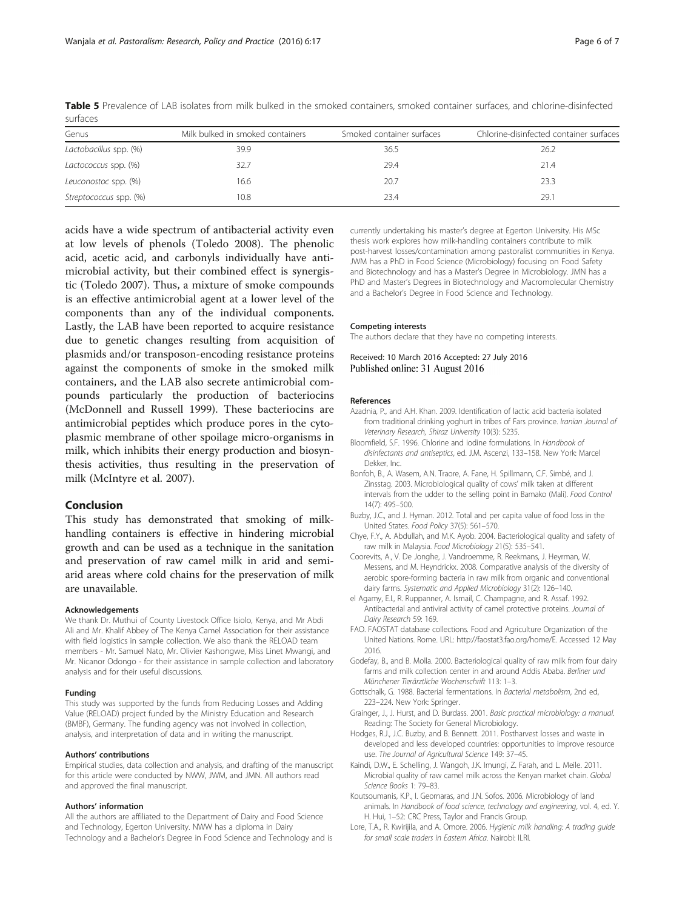**Table 5** Prevalence of LAB isolates from milk bulked in the smoked containers, smoked container surfaces, and chlorine-disinfected surfaces

| Genus | Milk bulked in smoked containers | Smoked container surfaces | Chlorine-disinfected container surfaces |
|---|---|---|---|
| *Lactobacillus* spp. (%) | 39.9 | 36.5 | 26.2 |
| *Lactococcus* spp. (%) | 32.7 | 29.4 | 21.4 |
| *Leuconostoc* spp. (%) | 16.6 | 20.7 | 23.3 |
| *Streptococcus* spp. (%) | 10.8 | 23.4 | 29.1 |

acids have a wide spectrum of antibacterial activity even at low levels of phenols (Toledo 2008). The phenolic acid, acetic acid, and carbonyls individually have antimicrobial activity, but their combined effect is synergistic (Toledo 2007). Thus, a mixture of smoke compounds is an effective antimicrobial agent at a lower level of the components than any of the individual components. Lastly, the LAB have been reported to acquire resistance due to genetic changes resulting from acquisition of plasmids and/or transposon-encoding resistance proteins against the components of smoke in the smoked milk containers, and the LAB also secrete antimicrobial compounds particularly the production of bacteriocins (McDonnell and Russell 1999). These bacteriocins are antimicrobial peptides which produce pores in the cytoplasmic membrane of other spoilage micro-organisms in milk, which inhibits their energy production and biosynthesis activities, thus resulting in the preservation of milk (McIntyre et al. 2007).

## Conclusion

This study has demonstrated that smoking of milk-handling containers is effective in hindering microbial growth and can be used as a technique in the sanitation and preservation of raw camel milk in arid and semi-arid areas where cold chains for the preservation of milk are unavailable.

#### Acknowledgements

We thank Dr. Muthui of County Livestock Office Isiolo, Kenya, and Mr Abdi Ali and Mr. Khalif Abbey of The Kenya Camel Association for their assistance with field logistics in sample collection. We also thank the RELOAD team members - Mr. Samuel Nato, Mr. Olivier Kashongwe, Miss Linet Mwangi, and Mr. Nicanor Odongo - for their assistance in sample collection and laboratory analysis and for their useful discussions.

#### Funding

This study was supported by the funds from Reducing Losses and Adding Value (RELOAD) project funded by the Ministry Education and Research (BMBF), Germany. The funding agency was not involved in collection, analysis, and interpretation of data and in writing the manuscript.

#### Authors' contributions

Empirical studies, data collection and analysis, and drafting of the manuscript for this article were conducted by NWW, JWM, and JMN. All authors read and approved the final manuscript.

#### Authors' information

All the authors are affiliated to the Department of Dairy and Food Science and Technology, Egerton University. NWW has a diploma in Dairy Technology and a Bachelor's Degree in Food Science and Technology and is currently undertaking his master's degree at Egerton University. His MSc thesis work explores how milk-handling containers contribute to milk post-harvest losses/contamination among pastoralist communities in Kenya. JWM has a PhD in Food Science (Microbiology) focusing on Food Safety and Biotechnology and has a Master's Degree in Microbiology. JMN has a PhD and Master's Degrees in Biotechnology and Macromolecular Chemistry and a Bachelor's Degree in Food Science and Technology.

#### Competing interests

The authors declare that they have no competing interests.

Received: 10 March 2016 Accepted: 27 July 2016
Published online: 31 August 2016

#### References

Azadnia, P., and A.H. Khan. 2009. Identification of lactic acid bacteria isolated from traditional drinking yoghurt in tribes of Fars province. *Iranian Journal of Veterinary Research, Shiraz University* 10(3): S235.

Bloomfield, S.F. 1996. Chlorine and iodine formulations. In *Handbook of disinfectants and antiseptics*, ed. J.M. Ascenzi, 133–158. New York: Marcel Dekker, Inc.

Bonfoh, B., A. Wasem, A.N. Traore, A. Fane, H. Spillmann, C.F. Simbé, and J. Zinsstag. 2003. Microbiological quality of cows' milk taken at different intervals from the udder to the selling point in Bamako (Mali). *Food Control* 14(7): 495–500.

Buzby, J.C., and J. Hyman. 2012. Total and per capita value of food loss in the United States. *Food Policy* 37(5): 561–570.

Chye, F.Y., A. Abdullah, and M.K. Ayob. 2004. Bacteriological quality and safety of raw milk in Malaysia. *Food Microbiology* 21(5): 535–541.

Coorevits, A., V. De Jonghe, J. Vandroemme, R. Reekmans, J. Heyrman, W. Messens, and M. Heyndrickx. 2008. Comparative analysis of the diversity of aerobic spore-forming bacteria in raw milk from organic and conventional dairy farms. *Systematic and Applied Microbiology* 31(2): 126–140.

el Agamy, E.I., R. Ruppanner, A. Ismail, C. Champagne, and R. Assaf. 1992. Antibacterial and antiviral activity of camel protective proteins. *Journal of Dairy Research* 59: 169.

FAO. FAOSTAT database collections. Food and Agriculture Organization of the United Nations. Rome. URL: http://faostat3.fao.org/home/E. Accessed 12 May 2016.

Godefay, B., and B. Molla. 2000. Bacteriological quality of raw milk from four dairy farms and milk collection center in and around Addis Ababa. *Berliner und Münchener Tierärztliche Wochenschrift* 113: 1–3.

Gottschalk, G. 1988. Bacterial fermentations. In *Bacterial metabolism*, 2nd ed, 223–224. New York: Springer.

Grainger, J., J. Hurst, and D. Burdass. 2001. *Basic practical microbiology: a manual*. Reading: The Society for General Microbiology.

Hodges, R.J., J.C. Buzby, and B. Bennett. 2011. Postharvest losses and waste in developed and less developed countries: opportunities to improve resource use. *The Journal of Agricultural Science* 149: 37–45.

Kaindi, D.W., E. Schelling, J. Wangoh, J.K. Imungi, Z. Farah, and L. Meile. 2011. Microbial quality of raw camel milk across the Kenyan market chain. *Global Science Books* 1: 79–83.

Koutsoumanis, K.P., I. Geornaras, and J.N. Sofos. 2006. Microbiology of land animals. In *Handbook of food science, technology and engineering*, vol. 4, ed. Y. H. Hui, 1–52: CRC Press, Taylor and Francis Group.

Lore, T.A., R. Kwirijila, and A. Omore. 2006. *Hygienic milk handling: A trading guide for small scale traders in Eastern Africa*. Nairobi: ILRI.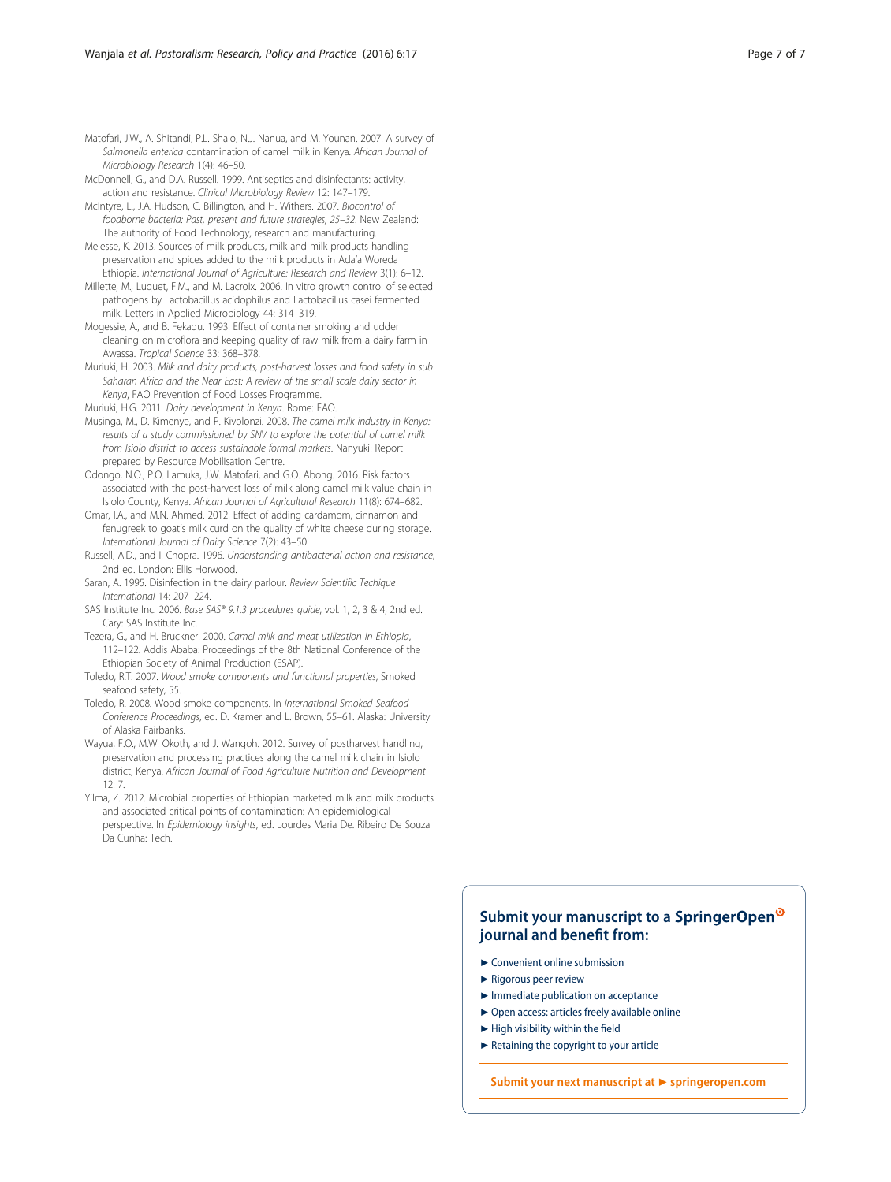Matofari, J.W., A. Shitandi, P.L. Shalo, N.J. Nanua, and M. Younan. 2007. A survey of *Salmonella enterica* contamination of camel milk in Kenya. *African Journal of Microbiology Research* 1(4): 46–50.

McDonnell, G., and D.A. Russell. 1999. Antiseptics and disinfectants: activity, action and resistance. *Clinical Microbiology Review* 12: 147–179.

McIntyre, L., J.A. Hudson, C. Billington, and H. Withers. 2007. *Biocontrol of foodborne bacteria: Past, present and future strategies, 25–32*. New Zealand: The authority of Food Technology, research and manufacturing.

Melesse, K. 2013. Sources of milk products, milk and milk products handling preservation and spices added to the milk products in Ada'a Woreda Ethiopia. *International Journal of Agriculture: Research and Review* 3(1): 6–12.

Millette, M., Luquet, F.M., and M. Lacroix. 2006. In vitro growth control of selected pathogens by Lactobacillus acidophilus and Lactobacillus casei fermented milk. Letters in Applied Microbiology 44: 314–319.

Mogessie, A., and B. Fekadu. 1993. Effect of container smoking and udder cleaning on microflora and keeping quality of raw milk from a dairy farm in Awassa. *Tropical Science* 33: 368–378.

Muriuki, H. 2003. *Milk and dairy products, post-harvest losses and food safety in sub Saharan Africa and the Near East: A review of the small scale dairy sector in Kenya*, FAO Prevention of Food Losses Programme.

Muriuki, H.G. 2011. *Dairy development in Kenya*. Rome: FAO.

Musinga, M., D. Kimenye, and P. Kivolonzi. 2008. *The camel milk industry in Kenya: results of a study commissioned by SNV to explore the potential of camel milk from Isiolo district to access sustainable formal markets*. Nanyuki: Report prepared by Resource Mobilisation Centre.

Odongo, N.O., P.O. Lamuka, J.W. Matofari, and G.O. Abong. 2016. Risk factors associated with the post-harvest loss of milk along camel milk value chain in Isiolo County, Kenya. *African Journal of Agricultural Research* 11(8): 674–682.

Omar, I.A., and M.N. Ahmed. 2012. Effect of adding cardamom, cinnamon and fenugreek to goat's milk curd on the quality of white cheese during storage. *International Journal of Dairy Science* 7(2): 43–50.

Russell, A.D., and I. Chopra. 1996. *Understanding antibacterial action and resistance*, 2nd ed. London: Ellis Horwood.

Saran, A. 1995. Disinfection in the dairy parlour. *Review Scientific Techique International* 14: 207–224.

SAS Institute Inc. 2006. *Base SAS® 9.1.3 procedures guide*, vol. 1, 2, 3 & 4, 2nd ed. Cary: SAS Institute Inc.

Tezera, G., and H. Bruckner. 2000. *Camel milk and meat utilization in Ethiopia*, 112–122. Addis Ababa: Proceedings of the 8th National Conference of the Ethiopian Society of Animal Production (ESAP).

Toledo, R.T. 2007. *Wood smoke components and functional properties*, Smoked seafood safety, 55.

Toledo, R. 2008. Wood smoke components. In *International Smoked Seafood Conference Proceedings*, ed. D. Kramer and L. Brown, 55–61. Alaska: University of Alaska Fairbanks.

Wayua, F.O., M.W. Okoth, and J. Wangoh. 2012. Survey of postharvest handling, preservation and processing practices along the camel milk chain in Isiolo district, Kenya. *African Journal of Food Agriculture Nutrition and Development* 12: 7.

Yilma, Z. 2012. Microbial properties of Ethiopian marketed milk and milk products and associated critical points of contamination: An epidemiological perspective. In *Epidemiology insights*, ed. Lourdes Maria De. Ribeiro De Souza Da Cunha: Tech.

**Submit your manuscript to a SpringerOpen journal and benefit from:**

- ► Convenient online submission
- ► Rigorous peer review
- ► Immediate publication on acceptance
- ► Open access: articles freely available online
- ► High visibility within the field
- ► Retaining the copyright to your article

**Submit your next manuscript at ► springeropen.com**